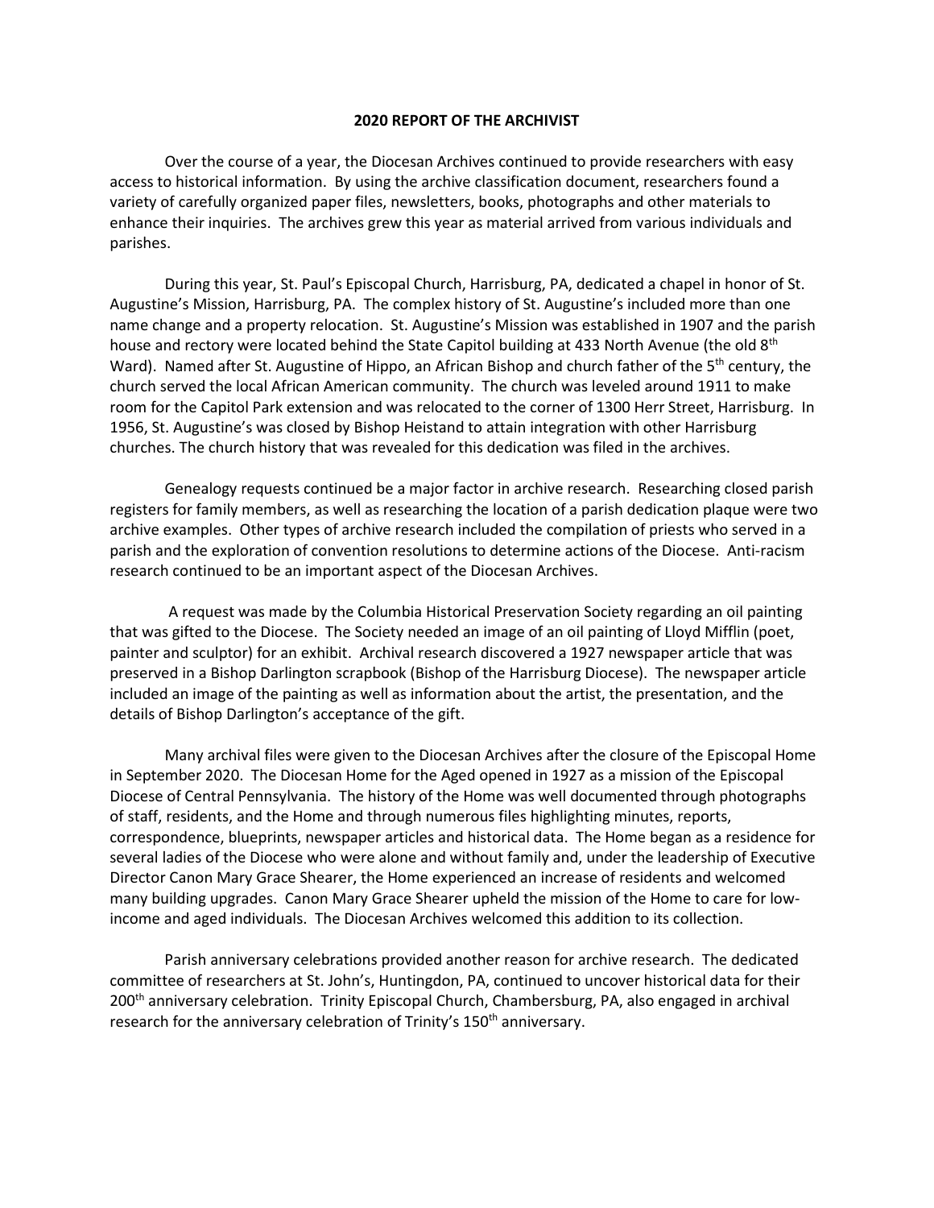# 2020 REPORT OF THE ARCHIVIST

Over the course of a year, the Diocesan Archives continued to provide researchers with easy access to historical information. By using the archive classification document, researchers found a variety of carefully organized paper files, newsletters, books, photographs and other materials to enhance their inquiries. The archives grew this year as material arrived from various individuals and parishes.

During this year, St. Paul's Episcopal Church, Harrisburg, PA, dedicated a chapel in honor of St. Augustine's Mission, Harrisburg, PA. The complex history of St. Augustine's included more than one name change and a property relocation. St. Augustine's Mission was established in 1907 and the parish house and rectory were located behind the State Capitol building at 433 North Avenue (the old 8th Ward). Named after St. Augustine of Hippo, an African Bishop and church father of the 5th century, the church served the local African American community. The church was leveled around 1911 to make room for the Capitol Park extension and was relocated to the corner of 1300 Herr Street, Harrisburg. In 1956, St. Augustine's was closed by Bishop Heistand to attain integration with other Harrisburg churches. The church history that was revealed for this dedication was filed in the archives.

Genealogy requests continued be a major factor in archive research. Researching closed parish registers for family members, as well as researching the location of a parish dedication plaque were two archive examples. Other types of archive research included the compilation of priests who served in a parish and the exploration of convention resolutions to determine actions of the Diocese. Anti-racism research continued to be an important aspect of the Diocesan Archives.

A request was made by the Columbia Historical Preservation Society regarding an oil painting that was gifted to the Diocese. The Society needed an image of an oil painting of Lloyd Mifflin (poet, painter and sculptor) for an exhibit. Archival research discovered a 1927 newspaper article that was preserved in a Bishop Darlington scrapbook (Bishop of the Harrisburg Diocese). The newspaper article included an image of the painting as well as information about the artist, the presentation, and the details of Bishop Darlington's acceptance of the gift.

Many archival files were given to the Diocesan Archives after the closure of the Episcopal Home in September 2020. The Diocesan Home for the Aged opened in 1927 as a mission of the Episcopal Diocese of Central Pennsylvania. The history of the Home was well documented through photographs of staff, residents, and the Home and through numerous files highlighting minutes, reports, correspondence, blueprints, newspaper articles and historical data. The Home began as a residence for several ladies of the Diocese who were alone and without family and, under the leadership of Executive Director Canon Mary Grace Shearer, the Home experienced an increase of residents and welcomed many building upgrades. Canon Mary Grace Shearer upheld the mission of the Home to care for low-income and aged individuals. The Diocesan Archives welcomed this addition to its collection.

Parish anniversary celebrations provided another reason for archive research. The dedicated committee of researchers at St. John's, Huntingdon, PA, continued to uncover historical data for their 200th anniversary celebration. Trinity Episcopal Church, Chambersburg, PA, also engaged in archival research for the anniversary celebration of Trinity's 150th anniversary.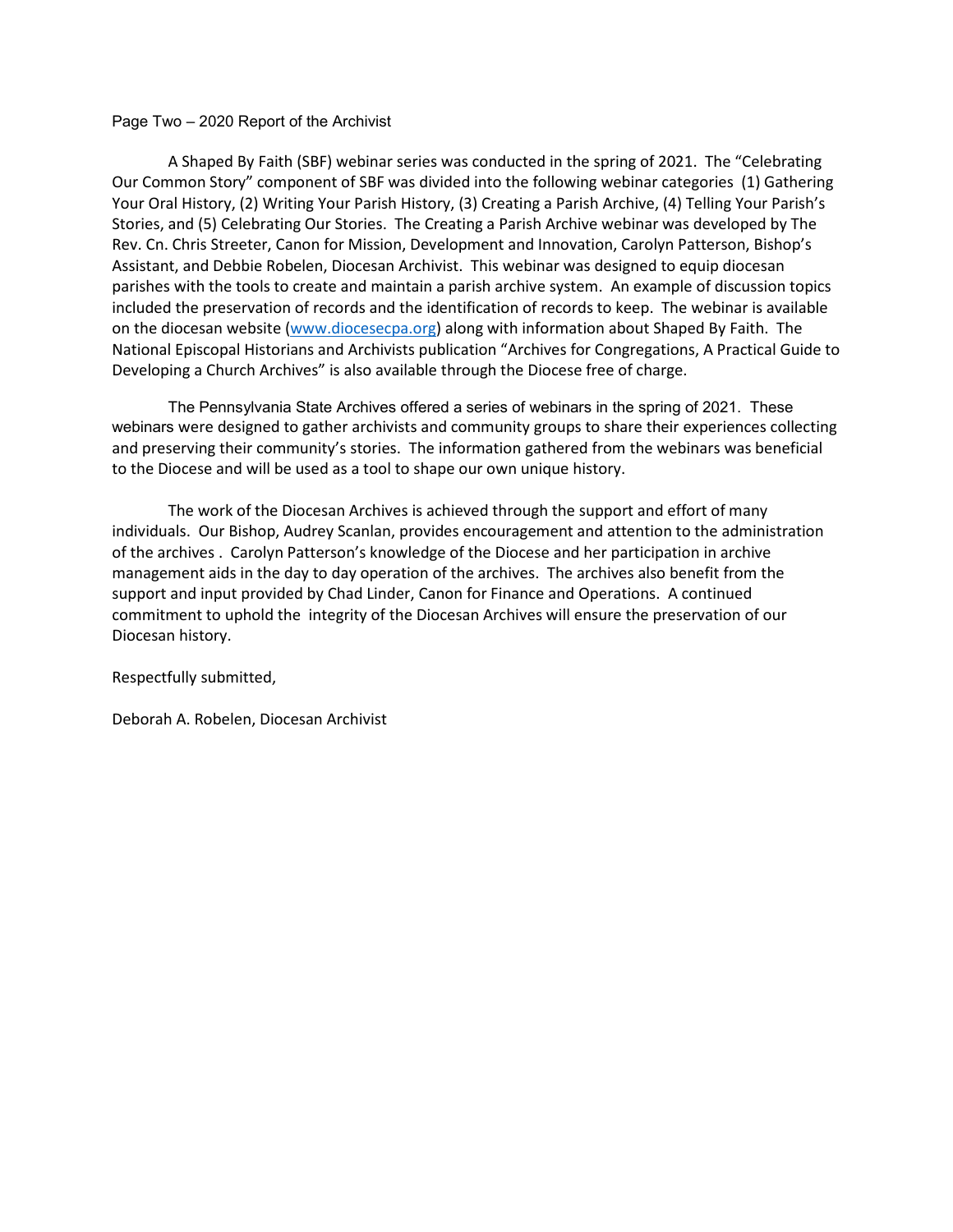A Shaped By Faith (SBF) webinar series was conducted in the spring of 2021. The "Celebrating Our Common Story" component of SBF was divided into the following webinar categories (1) Gathering Your Oral History, (2) Writing Your Parish History, (3) Creating a Parish Archive, (4) Telling Your Parish's Stories, and (5) Celebrating Our Stories. The Creating a Parish Archive webinar was developed by The Rev. Cn. Chris Streeter, Canon for Mission, Development and Innovation, Carolyn Patterson, Bishop's Assistant, and Debbie Robelen, Diocesan Archivist. This webinar was designed to equip diocesan parishes with the tools to create and maintain a parish archive system. An example of discussion topics included the preservation of records and the identification of records to keep. The webinar is available on the diocesan website (www.diocesecpa.org) along with information about Shaped By Faith. The National Episcopal Historians and Archivists publication "Archives for Congregations, A Practical Guide to Developing a Church Archives" is also available through the Diocese free of charge.

The Pennsylvania State Archives offered a series of webinars in the spring of 2021. These webinars were designed to gather archivists and community groups to share their experiences collecting and preserving their community's stories. The information gathered from the webinars was beneficial to the Diocese and will be used as a tool to shape our own unique history.

The work of the Diocesan Archives is achieved through the support and effort of many individuals. Our Bishop, Audrey Scanlan, provides encouragement and attention to the administration of the archives . Carolyn Patterson's knowledge of the Diocese and her participation in archive management aids in the day to day operation of the archives. The archives also benefit from the support and input provided by Chad Linder, Canon for Finance and Operations. A continued commitment to uphold the integrity of the Diocesan Archives will ensure the preservation of our Diocesan history.

Respectfully submitted,

Deborah A. Robelen, Diocesan Archivist